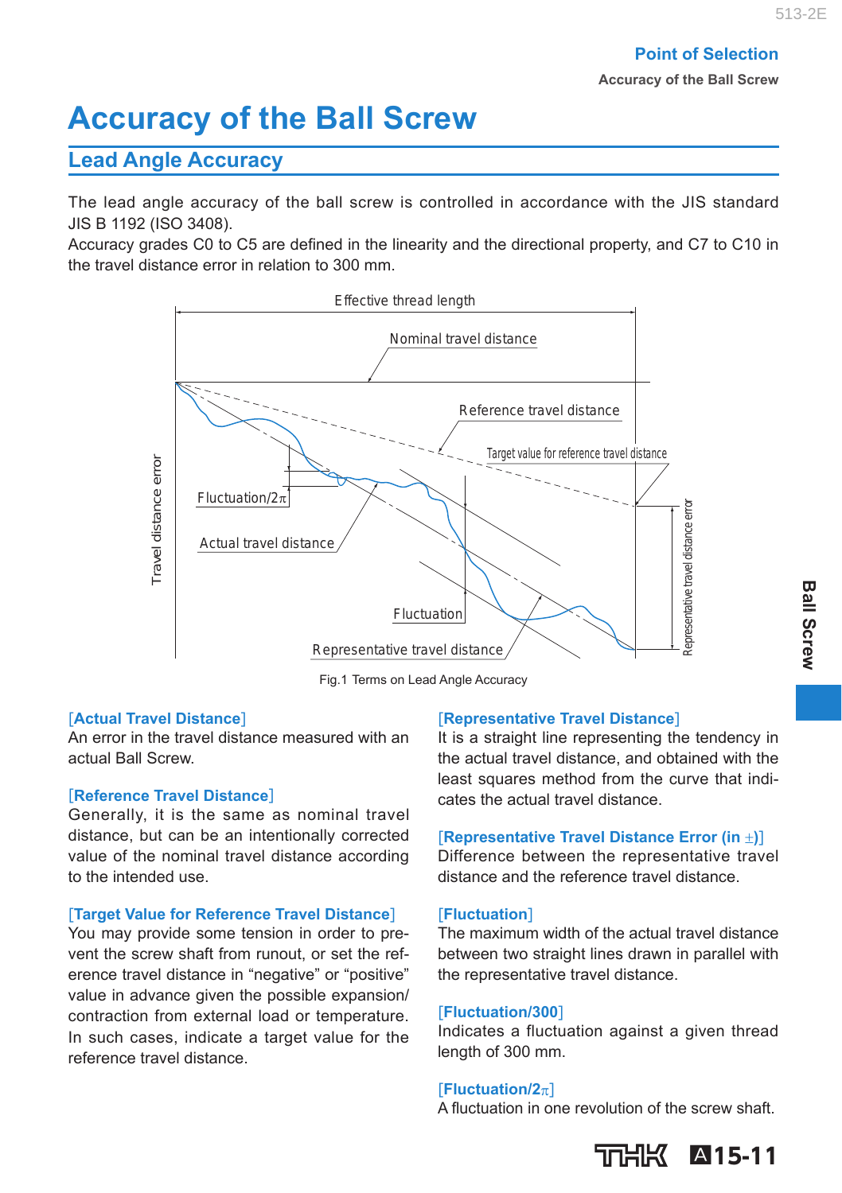# Accuracy of the Ball Screw

## Lead Angle Accuracy

The lead angle accuracy of the ball screw is controlled in accordance with the JIS standard JIS B 1192 (ISO 3408).
Accuracy grades C0 to C5 are defined in the linearity and the directional property, and C7 to C10 in the travel distance error in relation to 300 mm.

Effective thread length
Nominal travel distance
Reference travel distance
Target value for reference travel distance
Fluctuation/2π
Actual travel distance
Fluctuation
Representative travel distance
Travel distance error
Representative travel distance error

Fig.1 Terms on Lead Angle Accuracy

**[Actual Travel Distance]**
An error in the travel distance measured with an actual Ball Screw.

**[Reference Travel Distance]**
Generally, it is the same as nominal travel distance, but can be an intentionally corrected value of the nominal travel distance according to the intended use.

**[Target Value for Reference Travel Distance]**
You may provide some tension in order to prevent the screw shaft from runout, or set the reference travel distance in "negative" or "positive" value in advance given the possible expansion/contraction from external load or temperature. In such cases, indicate a target value for the reference travel distance.

**[Representative Travel Distance]**
It is a straight line representing the tendency in the actual travel distance, and obtained with the least squares method from the curve that indicates the actual travel distance.

**[Representative Travel Distance Error (in ±)]**
Difference between the representative travel distance and the reference travel distance.

**[Fluctuation]**
The maximum width of the actual travel distance between two straight lines drawn in parallel with the representative travel distance.

**[Fluctuation/300]**
Indicates a fluctuation against a given thread length of 300 mm.

**[Fluctuation/2π]**
A fluctuation in one revolution of the screw shaft.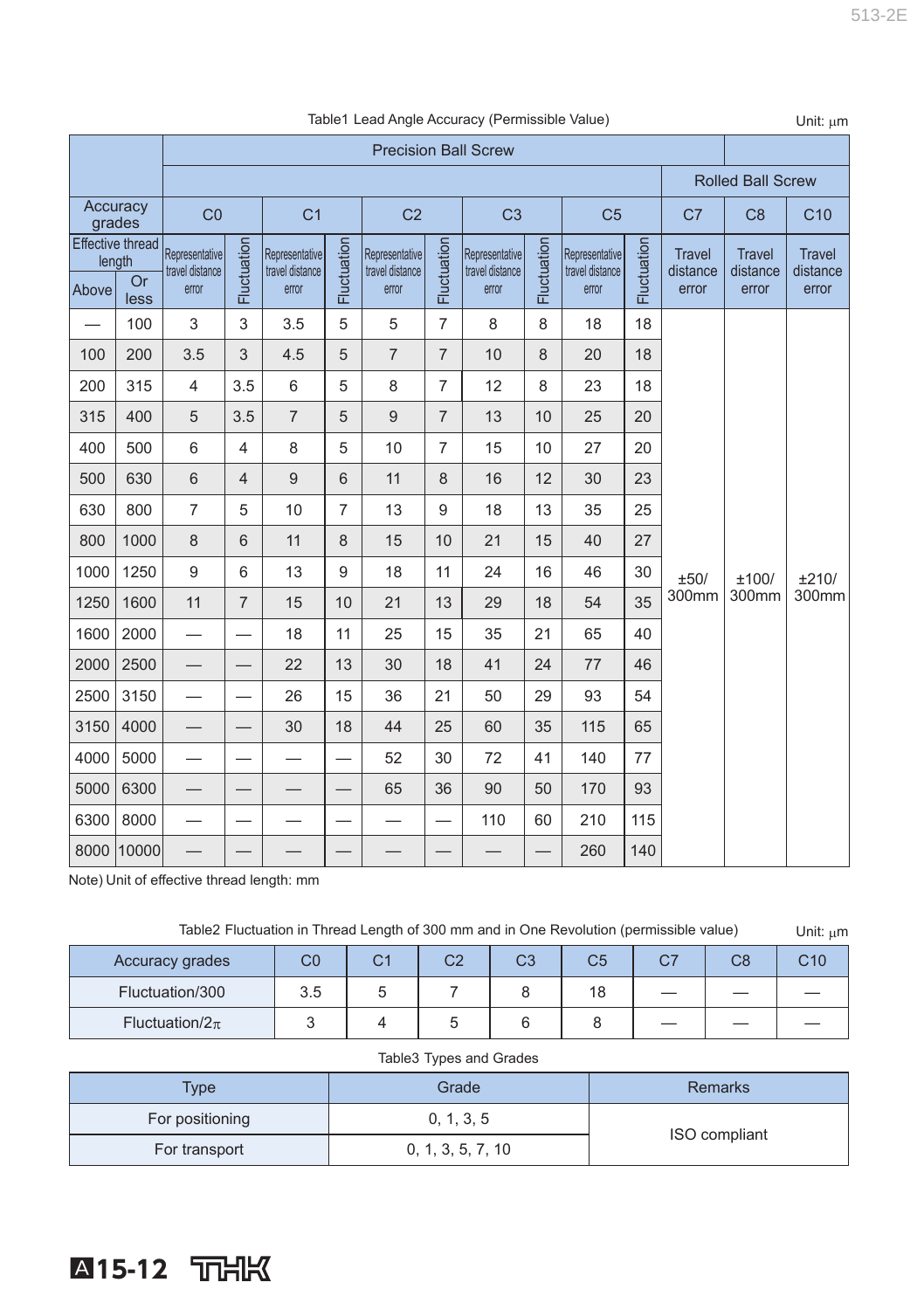Table1 Lead Angle Accuracy (Permissible Value)

Unit: μm

| Accuracy grades | | Precision Ball Screw | | | | | | | | | | Rolled Ball Screw | | |
|---|---|---|---|---|---|---|---|---|---|---|---|---|---|---|
| | | C0 | | C1 | | C2 | | C3 | | C5 | | C7 | C8 | C10 |
| Effective thread length | | Representative travel distance error | Fluctuation | Representative travel distance error | Fluctuation | Representative travel distance error | Fluctuation | Representative travel distance error | Fluctuation | Representative travel distance error | Fluctuation | Travel distance error | Travel distance error | Travel distance error |
| Above | Or less | | | | | | | | | | | | | |
| — | 100 | 3 | 3 | 3.5 | 5 | 5 | 7 | 8 | 8 | 18 | 18 | ±50/ 300mm | ±100/ 300mm | ±210/ 300mm |
| 100 | 200 | 3.5 | 3 | 4.5 | 5 | 7 | 7 | 10 | 8 | 20 | 18 | | | |
| 200 | 315 | 4 | 3.5 | 6 | 5 | 8 | 7 | 12 | 8 | 23 | 18 | | | |
| 315 | 400 | 5 | 3.5 | 7 | 5 | 9 | 7 | 13 | 10 | 25 | 20 | | | |
| 400 | 500 | 6 | 4 | 8 | 5 | 10 | 7 | 15 | 10 | 27 | 20 | | | |
| 500 | 630 | 6 | 4 | 9 | 6 | 11 | 8 | 16 | 12 | 30 | 23 | | | |
| 630 | 800 | 7 | 5 | 10 | 7 | 13 | 9 | 18 | 13 | 35 | 25 | | | |
| 800 | 1000 | 8 | 6 | 11 | 8 | 15 | 10 | 21 | 15 | 40 | 27 | | | |
| 1000 | 1250 | 9 | 6 | 13 | 9 | 18 | 11 | 24 | 16 | 46 | 30 | | | |
| 1250 | 1600 | 11 | 7 | 15 | 10 | 21 | 13 | 29 | 18 | 54 | 35 | | | |
| 1600 | 2000 | — | — | 18 | 11 | 25 | 15 | 35 | 21 | 65 | 40 | | | |
| 2000 | 2500 | — | — | 22 | 13 | 30 | 18 | 41 | 24 | 77 | 46 | | | |
| 2500 | 3150 | — | — | 26 | 15 | 36 | 21 | 50 | 29 | 93 | 54 | | | |
| 3150 | 4000 | — | — | 30 | 18 | 44 | 25 | 60 | 35 | 115 | 65 | | | |
| 4000 | 5000 | — | — | — | — | 52 | 30 | 72 | 41 | 140 | 77 | | | |
| 5000 | 6300 | — | — | — | — | 65 | 36 | 90 | 50 | 170 | 93 | | | |
| 6300 | 8000 | — | — | — | — | — | — | 110 | 60 | 210 | 115 | | | |
| 8000 | 10000 | — | — | — | — | — | — | — | — | 260 | 140 | | | |

Note) Unit of effective thread length: mm

Table2 Fluctuation in Thread Length of 300 mm and in One Revolution (permissible value)

Unit: μm

| Accuracy grades | C0 | C1 | C2 | C3 | C5 | C7 | C8 | C10 |
|---|---|---|---|---|---|---|---|---|
| Fluctuation/300 | 3.5 | 5 | 7 | 8 | 18 | — | — | — |
| Fluctuation/2π | 3 | 4 | 5 | 6 | 8 | — | — | — |

Table3 Types and Grades

| Type | Grade | Remarks |
|---|---|---|
| For positioning | 0, 1, 3, 5 | ISO compliant |
| For transport | 0, 1, 3, 5, 7, 10 | |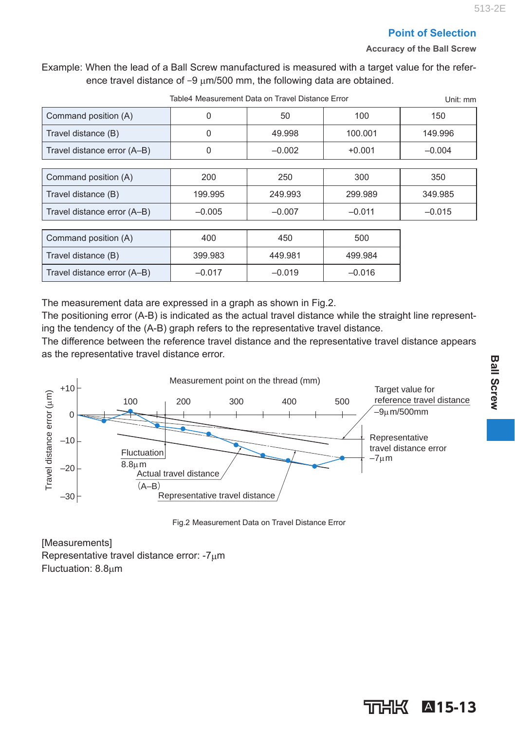## Point of Selection

### Accuracy of the Ball Screw

Example: When the lead of a Ball Screw manufactured is measured with a target value for the reference travel distance of −9 μm/500 mm, the following data are obtained.

Table4 Measurement Data on Travel Distance Error

Unit: mm

| Command position (A) | 0 | 50 | 100 | 150 |
|---|---|---|---|---|
| Travel distance (B) | 0 | 49.998 | 100.001 | 149.996 |
| Travel distance error (A–B) | 0 | –0.002 | +0.001 | –0.004 |
| Command position (A) | 200 | 250 | 300 | 350 |
| Travel distance (B) | 199.995 | 249.993 | 299.989 | 349.985 |
| Travel distance error (A–B) | –0.005 | –0.007 | –0.011 | –0.015 |
| Command position (A) | 400 | 450 | 500 | |
| Travel distance (B) | 399.983 | 449.981 | 499.984 | |
| Travel distance error (A–B) | –0.017 | –0.019 | –0.016 | |

The measurement data are expressed in a graph as shown in Fig.2.
The positioning error (A-B) is indicated as the actual travel distance while the straight line representing the tendency of the (A-B) graph refers to the representative travel distance.
The difference between the reference travel distance and the representative travel distance appears as the representative travel distance error.

Measurement point on the thread (mm)
100
200
300
400
500
+10
0
–10
–20
–30
Travel distance error (μm)
Target value for reference travel distance
–9μm/500mm
Representative travel distance error
–7μm
Fluctuation
8.8μm
Actual travel distance
(A–B)
Representative travel distance

Fig.2 Measurement Data on Travel Distance Error

[Measurements]
Representative travel distance error: -7μm
Fluctuation: 8.8μm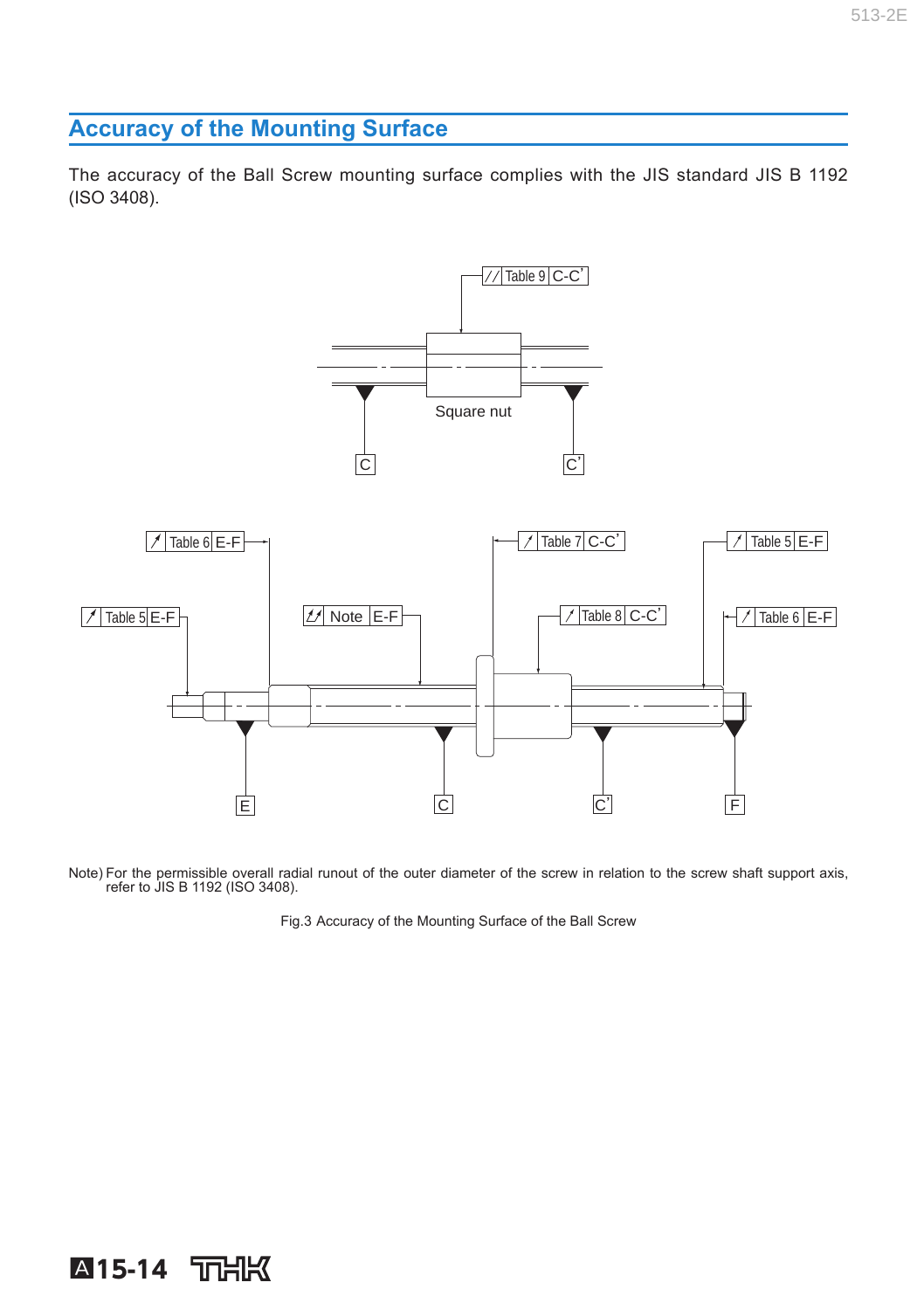## Accuracy of the Mounting Surface

The accuracy of the Ball Screw mounting surface complies with the JIS standard JIS B 1192 (ISO 3408).

Note) For the permissible overall radial runout of the outer diameter of the screw in relation to the screw shaft support axis, refer to JIS B 1192 (ISO 3408).

Fig.3 Accuracy of the Mounting Surface of the Ball Screw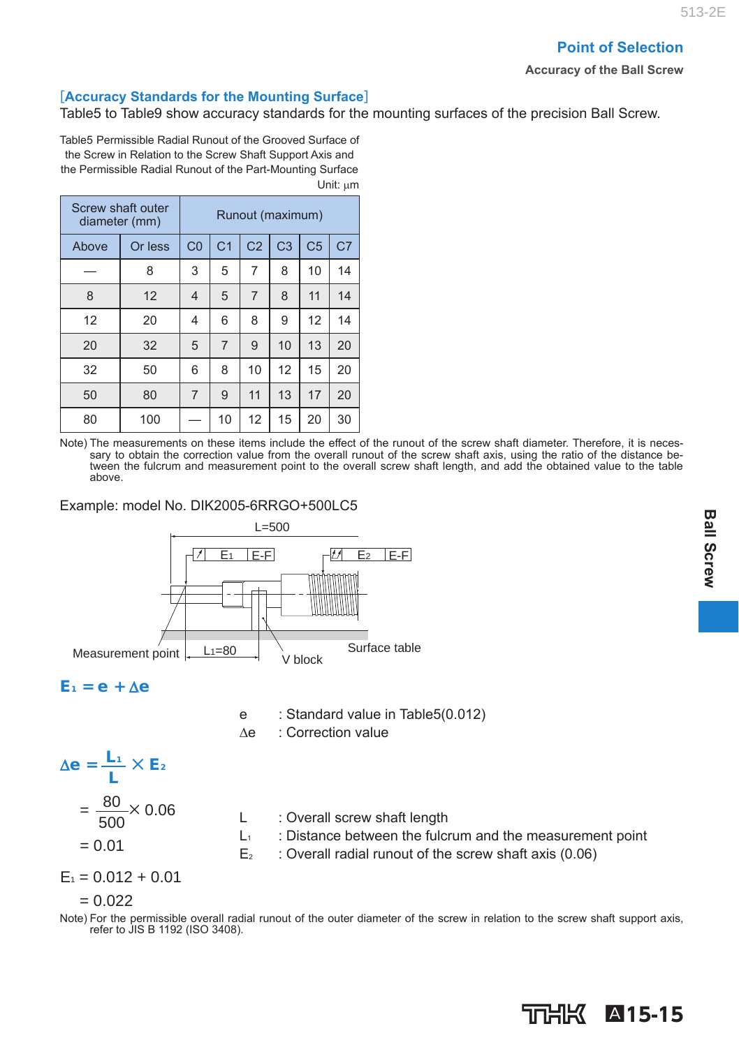## Point of Selection

### Accuracy of the Ball Screw

**[Accuracy Standards for the Mounting Surface]**

Table5 to Table9 show accuracy standards for the mounting surfaces of the precision Ball Screw.

Table5 Permissible Radial Runout of the Grooved Surface of the Screw in Relation to the Screw Shaft Support Axis and the Permissible Radial Runout of the Part-Mounting Surface

Unit: μm

| Screw shaft outer diameter (mm) | | Runout (maximum) | | | | | |
|---|---|---|---|---|---|---|---|
| Above | Or less | C0 | C1 | C2 | C3 | C5 | C7 |
| — | 8 | 3 | 5 | 7 | 8 | 10 | 14 |
| 8 | 12 | 4 | 5 | 7 | 8 | 11 | 14 |
| 12 | 20 | 4 | 6 | 8 | 9 | 12 | 14 |
| 20 | 32 | 5 | 7 | 9 | 10 | 13 | 20 |
| 32 | 50 | 6 | 8 | 10 | 12 | 15 | 20 |
| 50 | 80 | 7 | 9 | 11 | 13 | 17 | 20 |
| 80 | 100 | — | 10 | 12 | 15 | 20 | 30 |

Note) The measurements on these items include the effect of the runout of the screw shaft diameter. Therefore, it is necessary to obtain the correction value from the overall runout of the screw shaft axis, using the ratio of the distance between the fulcrum and measurement point to the overall screw shaft length, and add the obtained value to the table above.

Example: model No. DIK2005-6RRGO+500LC5

L=500

$E_1$ E-F

$E_2$ E-F

Measurement point

$L_1$=80

V block

Surface table

$$\mathbf{E_1 = e + \Delta e}$$

e : Standard value in Table5(0.012)

Δe : Correction value

$$\Delta e = \frac{L_1}{L} \times E_2$$

$$= \frac{80}{500} \times 0.06$$

$$= 0.01$$

L : Overall screw shaft length

$L_1$ : Distance between the fulcrum and the measurement point

$E_2$ : Overall radial runout of the screw shaft axis (0.06)

$$E_1 = 0.012 + 0.01$$

$$= 0.022$$

Note) For the permissible overall radial runout of the outer diameter of the screw in relation to the screw shaft support axis, refer to JIS B 1192 (ISO 3408).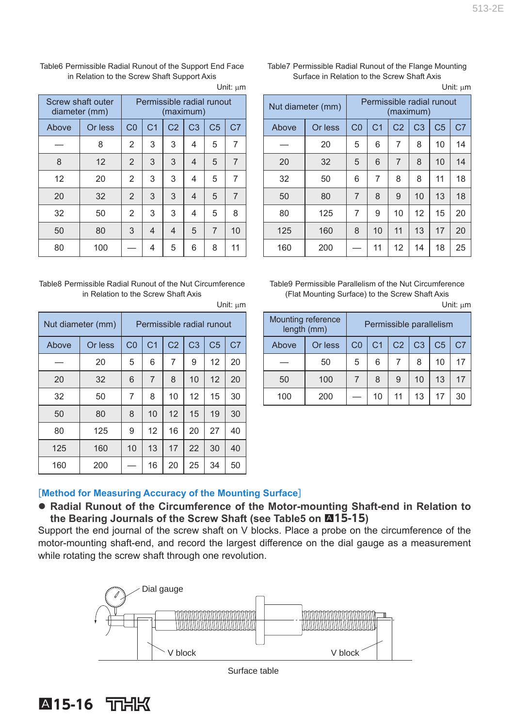Table6 Permissible Radial Runout of the Support End Face in Relation to the Screw Shaft Support Axis

Unit: μm

| Screw shaft outer diameter (mm) | | Permissible radial runout (maximum) | | | | | |
|---|---|---|---|---|---|---|---|
| Above | Or less | C0 | C1 | C2 | C3 | C5 | C7 |
| — | 8 | 2 | 3 | 3 | 4 | 5 | 7 |
| 8 | 12 | 2 | 3 | 3 | 4 | 5 | 7 |
| 12 | 20 | 2 | 3 | 3 | 4 | 5 | 7 |
| 20 | 32 | 2 | 3 | 3 | 4 | 5 | 7 |
| 32 | 50 | 2 | 3 | 3 | 4 | 5 | 8 |
| 50 | 80 | 3 | 4 | 4 | 5 | 7 | 10 |
| 80 | 100 | — | 4 | 5 | 6 | 8 | 11 |

Table7 Permissible Radial Runout of the Flange Mounting Surface in Relation to the Screw Shaft Axis

Unit: μm

| Nut diameter (mm) | | Permissible radial runout (maximum) | | | | | |
|---|---|---|---|---|---|---|---|
| Above | Or less | C0 | C1 | C2 | C3 | C5 | C7 |
| — | 20 | 5 | 6 | 7 | 8 | 10 | 14 |
| 20 | 32 | 5 | 6 | 7 | 8 | 10 | 14 |
| 32 | 50 | 6 | 7 | 8 | 8 | 11 | 18 |
| 50 | 80 | 7 | 8 | 9 | 10 | 13 | 18 |
| 80 | 125 | 7 | 9 | 10 | 12 | 15 | 20 |
| 125 | 160 | 8 | 10 | 11 | 13 | 17 | 20 |
| 160 | 200 | — | 11 | 12 | 14 | 18 | 25 |

Table8 Permissible Radial Runout of the Nut Circumference in Relation to the Screw Shaft Axis

Unit: μm

| Nut diameter (mm) | | Permissible radial runout | | | | | |
|---|---|---|---|---|---|---|---|
| Above | Or less | C0 | C1 | C2 | C3 | C5 | C7 |
| — | 20 | 5 | 6 | 7 | 9 | 12 | 20 |
| 20 | 32 | 6 | 7 | 8 | 10 | 12 | 20 |
| 32 | 50 | 7 | 8 | 10 | 12 | 15 | 30 |
| 50 | 80 | 8 | 10 | 12 | 15 | 19 | 30 |
| 80 | 125 | 9 | 12 | 16 | 20 | 27 | 40 |
| 125 | 160 | 10 | 13 | 17 | 22 | 30 | 40 |
| 160 | 200 | — | 16 | 20 | 25 | 34 | 50 |

Table9 Permissible Parallelism of the Nut Circumference (Flat Mounting Surface) to the Screw Shaft Axis

Unit: μm

| Mounting reference length (mm) | | Permissible parallelism | | | | | |
|---|---|---|---|---|---|---|---|
| Above | Or less | C0 | C1 | C2 | C3 | C5 | C7 |
| — | 50 | 5 | 6 | 7 | 8 | 10 | 17 |
| 50 | 100 | 7 | 8 | 9 | 10 | 13 | 17 |
| 100 | 200 | — | 10 | 11 | 13 | 17 | 30 |

[Method for Measuring Accuracy of the Mounting Surface]

- **Radial Runout of the Circumference of the Motor-mounting Shaft-end in Relation to the Bearing Journals of the Screw Shaft (see Table5 on A15-15)**

Support the end journal of the screw shaft on V blocks. Place a probe on the circumference of the motor-mounting shaft-end, and record the largest difference on the dial gauge as a measurement while rotating the screw shaft through one revolution.

Dial gauge

V block

V block

Surface table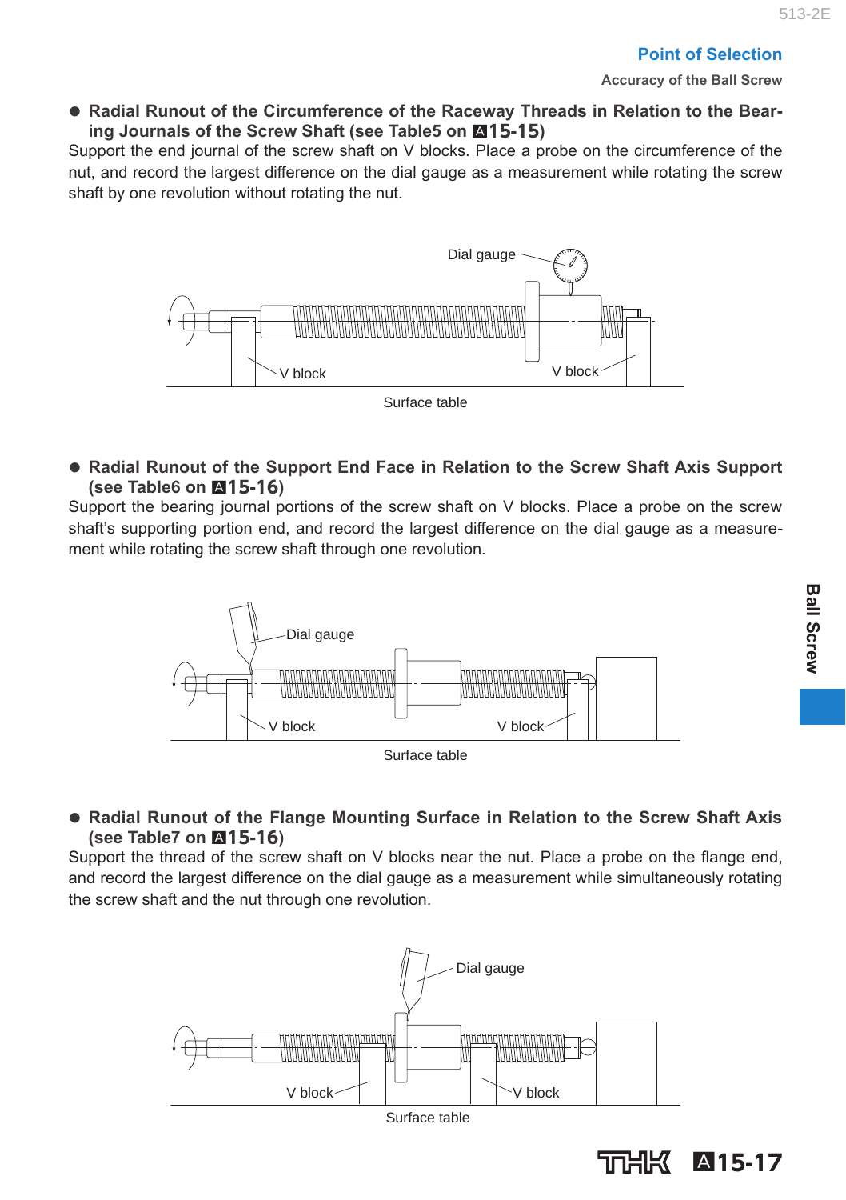● **Radial Runout of the Circumference of the Raceway Threads in Relation to the Bearing Journals of the Screw Shaft (see Table5 on A15-15)**

Support the end journal of the screw shaft on V blocks. Place a probe on the circumference of the nut, and record the largest difference on the dial gauge as a measurement while rotating the screw shaft by one revolution without rotating the nut.

Dial gauge

V block

V block

Surface table

● **Radial Runout of the Support End Face in Relation to the Screw Shaft Axis Support (see Table6 on A15-16)**

Support the bearing journal portions of the screw shaft on V blocks. Place a probe on the screw shaft's supporting portion end, and record the largest difference on the dial gauge as a measurement while rotating the screw shaft through one revolution.

Dial gauge

V block

V block

Surface table

● **Radial Runout of the Flange Mounting Surface in Relation to the Screw Shaft Axis (see Table7 on A15-16)**

Support the thread of the screw shaft on V blocks near the nut. Place a probe on the flange end, and record the largest difference on the dial gauge as a measurement while simultaneously rotating the screw shaft and the nut through one revolution.

Dial gauge

V block

V block

Surface table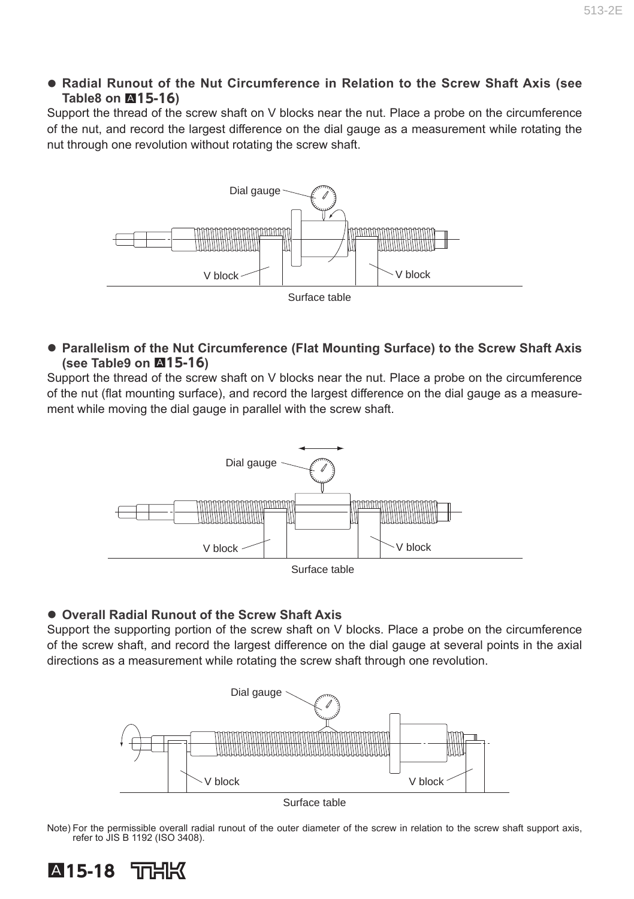● **Radial Runout of the Nut Circumference in Relation to the Screw Shaft Axis (see Table8 on A15-16)**

Support the thread of the screw shaft on V blocks near the nut. Place a probe on the circumference of the nut, and record the largest difference on the dial gauge as a measurement while rotating the nut through one revolution without rotating the screw shaft.

Dial gauge

V block

V block

Surface table

● **Parallelism of the Nut Circumference (Flat Mounting Surface) to the Screw Shaft Axis (see Table9 on A15-16)**

Support the thread of the screw shaft on V blocks near the nut. Place a probe on the circumference of the nut (flat mounting surface), and record the largest difference on the dial gauge as a measurement while moving the dial gauge in parallel with the screw shaft.

Dial gauge

V block

V block

Surface table

● **Overall Radial Runout of the Screw Shaft Axis**

Support the supporting portion of the screw shaft on V blocks. Place a probe on the circumference of the screw shaft, and record the largest difference on the dial gauge at several points in the axial directions as a measurement while rotating the screw shaft through one revolution.

Dial gauge

V block

V block

Surface table

Note) For the permissible overall radial runout of the outer diameter of the screw in relation to the screw shaft support axis, refer to JIS B 1192 (ISO 3408).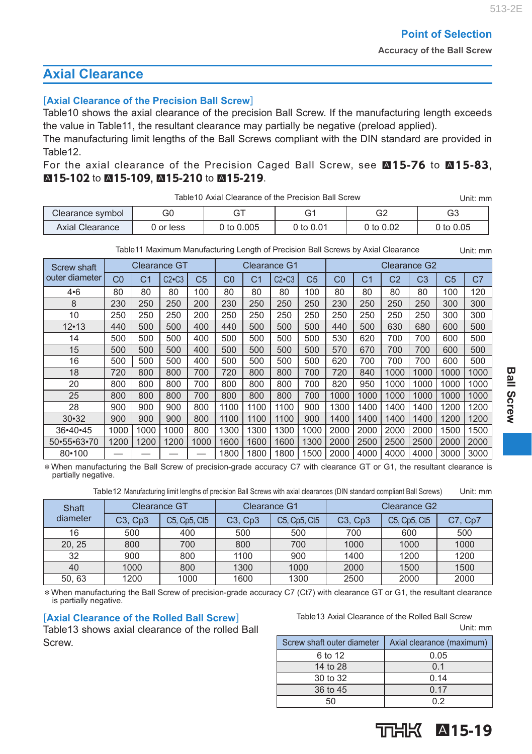# Axial Clearance

## [Axial Clearance of the Precision Ball Screw]

Table10 shows the axial clearance of the precision Ball Screw. If the manufacturing length exceeds the value in Table11, the resultant clearance may partially be negative (preload applied).

The manufacturing limit lengths of the Ball Screws compliant with the DIN standard are provided in Table12.

For the axial clearance of the Precision Caged Ball Screw, see **A15-76** to **A15-83**, **A15-102** to **A15-109**, **A15-210** to **A15-219**.

Table10 Axial Clearance of the Precision Ball Screw

Unit: mm

| Clearance symbol | G0 | GT | G1 | G2 | G3 |
|---|---|---|---|---|---|
| Axial Clearance | 0 or less | 0 to 0.005 | 0 to 0.01 | 0 to 0.02 | 0 to 0.05 |

Table11 Maximum Manufacturing Length of Precision Ball Screws by Axial Clearance

Unit: mm

| Screw shaft outer diameter | Clearance GT | | | | Clearance G1 | | | | Clearance G2 | | | | | |
|---|---|---|---|---|---|---|---|---|---|---|---|---|---|---|
| | C0 | C1 | C2•C3 | C5 | C0 | C1 | C2•C3 | C5 | C0 | C1 | C2 | C3 | C5 | C7 |
| 4•6 | 80 | 80 | 80 | 100 | 80 | 80 | 80 | 100 | 80 | 80 | 80 | 80 | 100 | 120 |
| 8 | 230 | 250 | 250 | 200 | 230 | 250 | 250 | 250 | 230 | 250 | 250 | 250 | 300 | 300 |
| 10 | 250 | 250 | 250 | 200 | 250 | 250 | 250 | 250 | 250 | 250 | 250 | 250 | 300 | 300 |
| 12•13 | 440 | 500 | 500 | 400 | 440 | 500 | 500 | 500 | 440 | 500 | 630 | 680 | 600 | 500 |
| 14 | 500 | 500 | 500 | 400 | 500 | 500 | 500 | 500 | 530 | 620 | 700 | 700 | 600 | 500 |
| 15 | 500 | 500 | 500 | 400 | 500 | 500 | 500 | 500 | 570 | 670 | 700 | 700 | 600 | 500 |
| 16 | 500 | 500 | 500 | 400 | 500 | 500 | 500 | 500 | 620 | 700 | 700 | 700 | 600 | 500 |
| 18 | 720 | 800 | 800 | 700 | 720 | 800 | 800 | 700 | 720 | 840 | 1000 | 1000 | 1000 | 1000 |
| 20 | 800 | 800 | 800 | 700 | 800 | 800 | 800 | 700 | 820 | 950 | 1000 | 1000 | 1000 | 1000 |
| 25 | 800 | 800 | 800 | 700 | 800 | 800 | 800 | 700 | 1000 | 1000 | 1000 | 1000 | 1000 | 1000 |
| 28 | 900 | 900 | 900 | 800 | 1100 | 1100 | 1100 | 900 | 1300 | 1400 | 1400 | 1400 | 1200 | 1200 |
| 30•32 | 900 | 900 | 900 | 800 | 1100 | 1100 | 1100 | 900 | 1400 | 1400 | 1400 | 1400 | 1200 | 1200 |
| 36•40•45 | 1000 | 1000 | 1000 | 800 | 1300 | 1300 | 1300 | 1000 | 2000 | 2000 | 2000 | 2000 | 1500 | 1500 |
| 50•55•63•70 | 1200 | 1200 | 1200 | 1000 | 1600 | 1600 | 1600 | 1300 | 2000 | 2500 | 2500 | 2500 | 2000 | 2000 |
| 80•100 | — | — | — | — | 1800 | 1800 | 1800 | 1500 | 2000 | 4000 | 4000 | 4000 | 3000 | 3000 |

*When manufacturing the Ball Screw of precision-grade accuracy C7 with clearance GT or G1, the resultant clearance is partially negative.

Table12 Manufacturing limit lengths of precision Ball Screws with axial clearances (DIN standard compliant Ball Screws)

Unit: mm

| Shaft diameter | Clearance GT | | Clearance G1 | | Clearance G2 | | |
|---|---|---|---|---|---|---|---|
| | C3, Cp3 | C5, Cp5, Ct5 | C3, Cp3 | C5, Cp5, Ct5 | C3, Cp3 | C5, Cp5, Ct5 | C7, Cp7 |
| 16 | 500 | 400 | 500 | 500 | 700 | 600 | 500 |
| 20, 25 | 800 | 700 | 800 | 700 | 1000 | 1000 | 1000 |
| 32 | 900 | 800 | 1100 | 900 | 1400 | 1200 | 1200 |
| 40 | 1000 | 800 | 1300 | 1000 | 2000 | 1500 | 1500 |
| 50, 63 | 1200 | 1000 | 1600 | 1300 | 2500 | 2000 | 2000 |

*When manufacturing the Ball Screw of precision-grade accuracy C7 (Ct7) with clearance GT or G1, the resultant clearance is partially negative.

## [Axial Clearance of the Rolled Ball Screw]

Table13 shows axial clearance of the rolled Ball Screw.

Table13 Axial Clearance of the Rolled Ball Screw

Unit: mm

| Screw shaft outer diameter | Axial clearance (maximum) |
|---|---|
| 6 to 12 | 0.05 |
| 14 to 28 | 0.1 |
| 30 to 32 | 0.14 |
| 36 to 45 | 0.17 |
| 50 | 0.2 |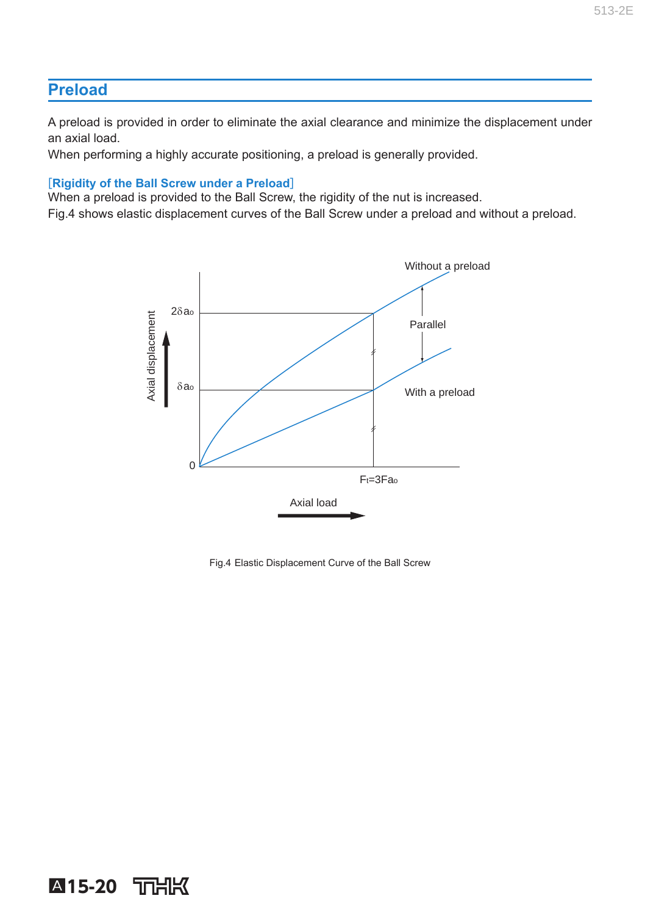## Preload

A preload is provided in order to eliminate the axial clearance and minimize the displacement under an axial load.
When performing a highly accurate positioning, a preload is generally provided.

**[Rigidity of the Ball Screw under a Preload]**
When a preload is provided to the Ball Screw, the rigidity of the nut is increased.
Fig.4 shows elastic displacement curves of the Ball Screw under a preload and without a preload.

Fig.4 Elastic Displacement Curve of the Ball Screw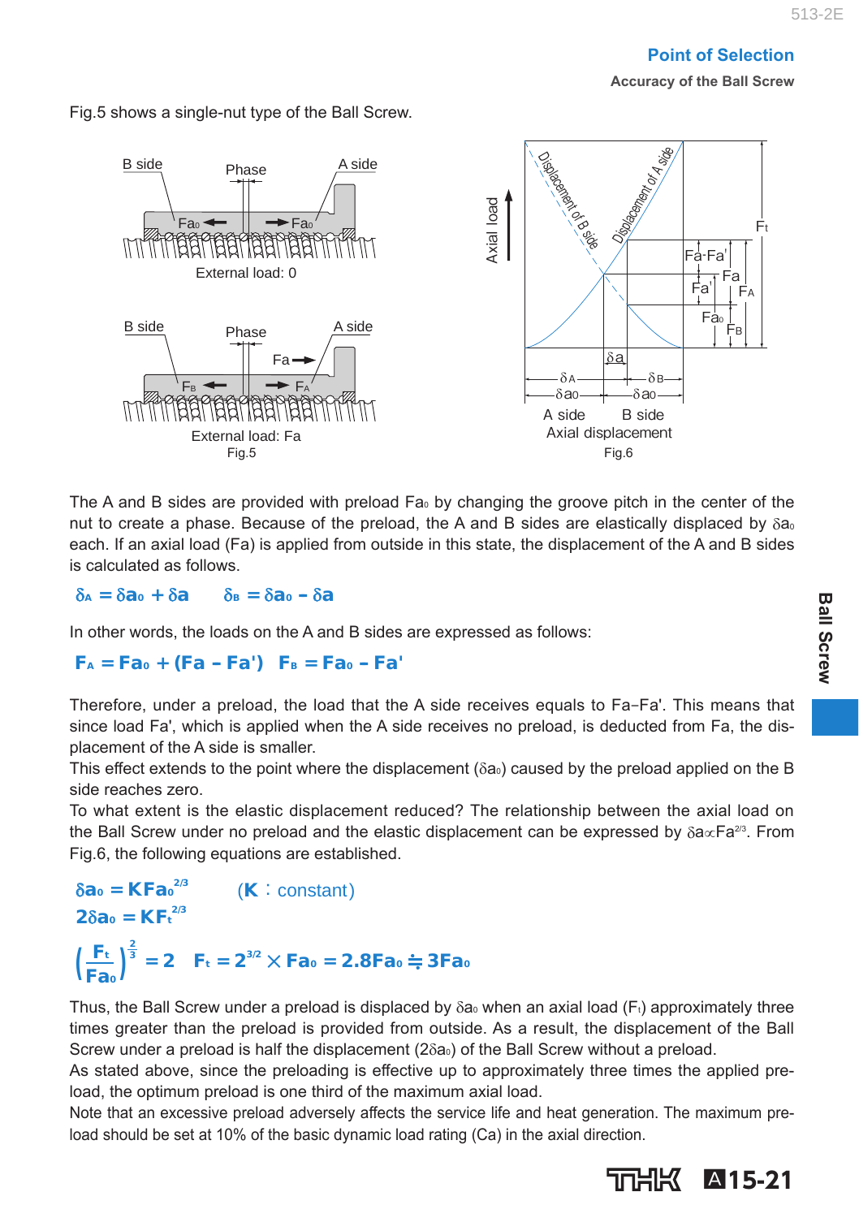## Point of Selection

### Accuracy of the Ball Screw

Fig.5 shows a single-nut type of the Ball Screw.

B side

Phase

A side

$Fa_0$ $Fa_0$

External load: 0

B side

Phase

A side

Fa

$F_B$ $F_A$

External load: Fa

Fig.5

Axial load

Displacement of B side

Displacement of A side

$F_t$

Fa-Fa'

Fa

Fa'

$F_A$

$Fa_0$

$F_B$

δa

$\delta_A$

$\delta_B$

$\delta a_0$

$\delta a_0$

A side B side

Axial displacement

Fig.6

The A and B sides are provided with preload $Fa_0$ by changing the groove pitch in the center of the nut to create a phase. Because of the preload, the A and B sides are elastically displaced by $\delta a_0$ each. If an axial load (Fa) is applied from outside in this state, the displacement of the A and B sides is calculated as follows.

$$\delta_A = \delta a_0 + \delta a \qquad \delta_B = \delta a_0 - \delta a$$

In other words, the loads on the A and B sides are expressed as follows:

$$F_A = Fa_0 + (Fa - Fa') \quad F_B = Fa_0 - Fa'$$

Therefore, under a preload, the load that the A side receives equals to Fa−Fa'. This means that since load Fa', which is applied when the A side receives no preload, is deducted from Fa, the displacement of the A side is smaller.

This effect extends to the point where the displacement ($\delta a_0$) caused by the preload applied on the B side reaches zero.

To what extent is the elastic displacement reduced? The relationship between the axial load on the Ball Screw under no preload and the elastic displacement can be expressed by $\delta a \propto Fa^{2/3}$. From Fig.6, the following equations are established.

$$\delta a_0 = K Fa_0^{2/3} \qquad (K\text{: constant})$$

$$2\delta a_0 = K F_t^{2/3}$$

$$\left(\frac{F_t}{Fa_0}\right)^{\frac{2}{3}} = 2 \quad F_t = 2^{3/2} \times Fa_0 = 2.8Fa_0 \fallingdotseq 3Fa_0$$

Thus, the Ball Screw under a preload is displaced by $\delta a_0$ when an axial load ($F_t$) approximately three times greater than the preload is provided from outside. As a result, the displacement of the Ball Screw under a preload is half the displacement ($2\delta a_0$) of the Ball Screw without a preload.

As stated above, since the preloading is effective up to approximately three times the applied preload, the optimum preload is one third of the maximum axial load.

Note that an excessive preload adversely affects the service life and heat generation. The maximum preload should be set at 10% of the basic dynamic load rating (Ca) in the axial direction.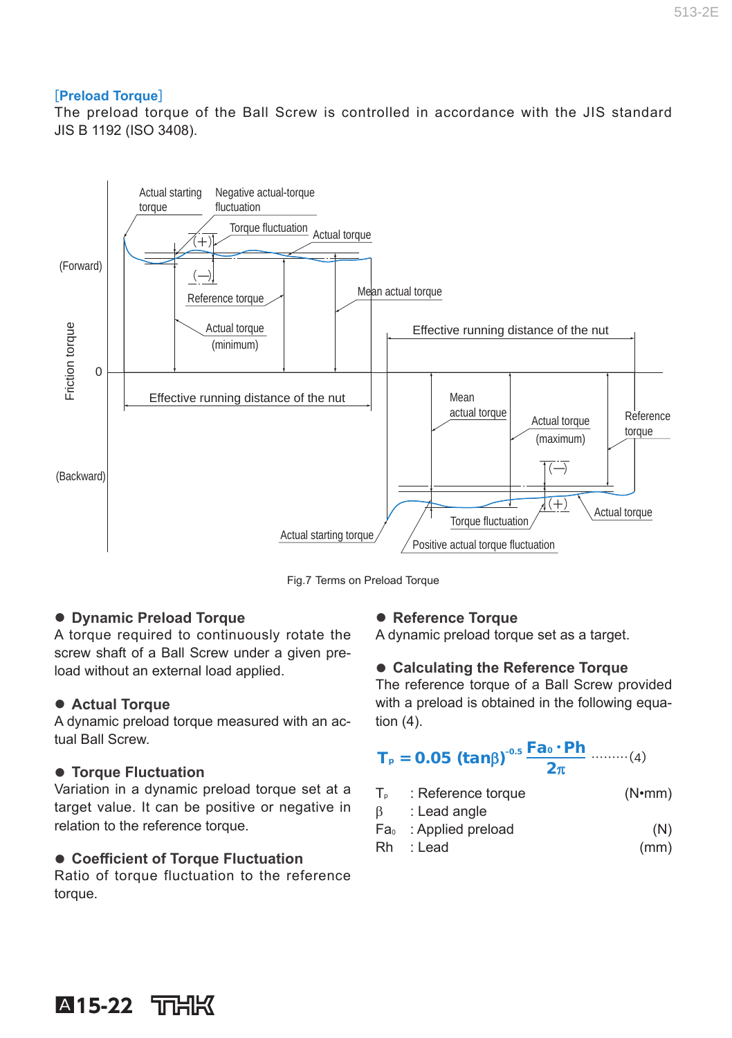## [Preload Torque]

The preload torque of the Ball Screw is controlled in accordance with the JIS standard JIS B 1192 (ISO 3408).

Actual starting torque
Negative actual-torque fluctuation
Torque fluctuation
Actual torque
(+)
(–)
Reference torque
Mean actual torque
Actual torque (minimum)
(Forward)
Friction torque
0
Effective running distance of the nut
Effective running distance of the nut
(Backward)
Mean actual torque
Actual torque (maximum)
Reference torque
(–)
(+)
Actual torque
Torque fluctuation
Actual starting torque
Positive actual torque fluctuation

Fig.7 Terms on Preload Torque

### ● Dynamic Preload Torque

A torque required to continuously rotate the screw shaft of a Ball Screw under a given preload without an external load applied.

### ● Actual Torque

A dynamic preload torque measured with an actual Ball Screw.

### ● Torque Fluctuation

Variation in a dynamic preload torque set at a target value. It can be positive or negative in relation to the reference torque.

### ● Coefficient of Torque Fluctuation

Ratio of torque fluctuation to the reference torque.

### ● Reference Torque

A dynamic preload torque set as a target.

### ● Calculating the Reference Torque

The reference torque of a Ball Screw provided with a preload is obtained in the following equation (4).

$$T_p = 0.05\ (\tan\beta)^{-0.5}\ \frac{Fa_0 \cdot Ph}{2\pi} \quad \cdots\cdots\cdots(4)$$

$T_p$ : Reference torque (N•mm)
$\beta$ : Lead angle
$Fa_0$ : Applied preload (N)
Rh : Lead (mm)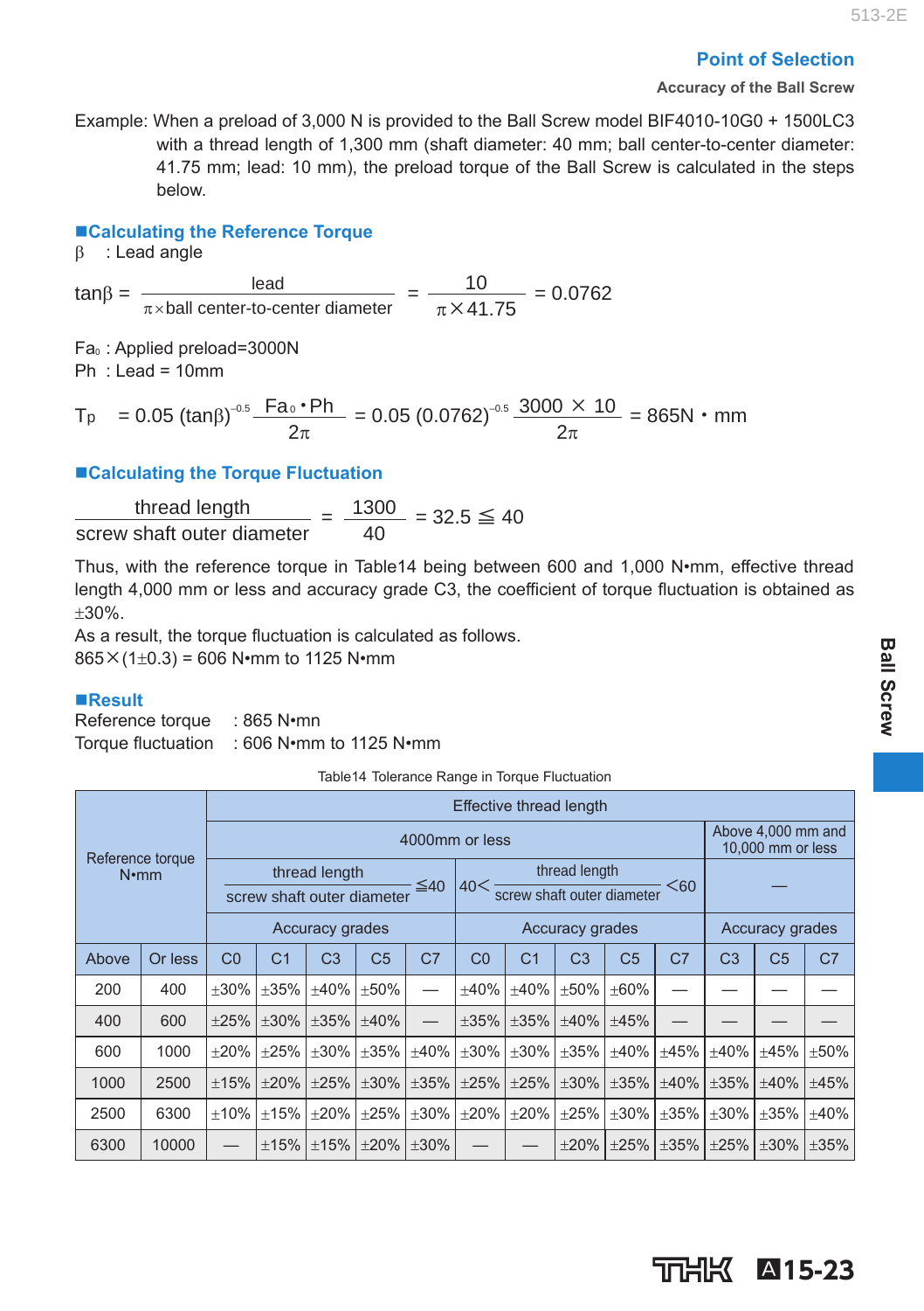## Point of Selection

### Accuracy of the Ball Screw

Example: When a preload of 3,000 N is provided to the Ball Screw model BIF4010-10G0 + 1500LC3 with a thread length of 1,300 mm (shaft diameter: 40 mm; ball center-to-center diameter: 41.75 mm; lead: 10 mm), the preload torque of the Ball Screw is calculated in the steps below.

**■Calculating the Reference Torque**

$\beta$ : Lead angle

$$\tan\beta = \frac{\text{lead}}{\pi \times \text{ball center-to-center diameter}} = \frac{10}{\pi \times 41.75} = 0.0762$$

$Fa_0$ : Applied preload=3000N

Ph : Lead = 10mm

$$T_p = 0.05\,(\tan\beta)^{-0.5}\,\frac{Fa_0 \cdot Ph}{2\pi} = 0.05\,(0.0762)^{-0.5}\,\frac{3000 \times 10}{2\pi} = 865\text{N} \cdot \text{mm}$$

**■Calculating the Torque Fluctuation**

$$\frac{\text{thread length}}{\text{screw shaft outer diameter}} = \frac{1300}{40} = 32.5 \leqq 40$$

Thus, with the reference torque in Table14 being between 600 and 1,000 N•mm, effective thread length 4,000 mm or less and accuracy grade C3, the coefficient of torque fluctuation is obtained as ±30%.

As a result, the torque fluctuation is calculated as follows.

$865 \times (1 \pm 0.3) = 606$ N•mm to 1125 N•mm

**■Result**

Reference torque : 865 N•mn

Torque fluctuation : 606 N•mm to 1125 N•mm

Table14 Tolerance Range in Torque Fluctuation

| Reference torque N•mm | | Effective thread length | | | | | | | | | | | | |
|---|---|---|---|---|---|---|---|---|---|---|---|---|---|---|
| | | 4000mm or less | | | | | | | | | | Above 4,000 mm and 10,000 mm or less | | |
| | | thread length / screw shaft outer diameter ≦40 | | | | | 40< thread length / screw shaft outer diameter <60 | | | | | — | | |
| | | Accuracy grades | | | | | Accuracy grades | | | | | Accuracy grades | | |
| Above | Or less | C0 | C1 | C3 | C5 | C7 | C0 | C1 | C3 | C5 | C7 | C3 | C5 | C7 |
| 200 | 400 | ±30% | ±35% | ±40% | ±50% | — | ±40% | ±40% | ±50% | ±60% | — | — | — | — |
| 400 | 600 | ±25% | ±30% | ±35% | ±40% | — | ±35% | ±35% | ±40% | ±45% | — | — | — | — |
| 600 | 1000 | ±20% | ±25% | ±30% | ±35% | ±40% | ±30% | ±30% | ±35% | ±40% | ±45% | ±40% | ±45% | ±50% |
| 1000 | 2500 | ±15% | ±20% | ±25% | ±30% | ±35% | ±25% | ±25% | ±30% | ±35% | ±40% | ±35% | ±40% | ±45% |
| 2500 | 6300 | ±10% | ±15% | ±20% | ±25% | ±30% | ±20% | ±20% | ±25% | ±30% | ±35% | ±30% | ±35% | ±40% |
| 6300 | 10000 | — | ±15% | ±15% | ±20% | ±30% | — | — | ±20% | ±25% | ±35% | ±25% | ±30% | ±35% |